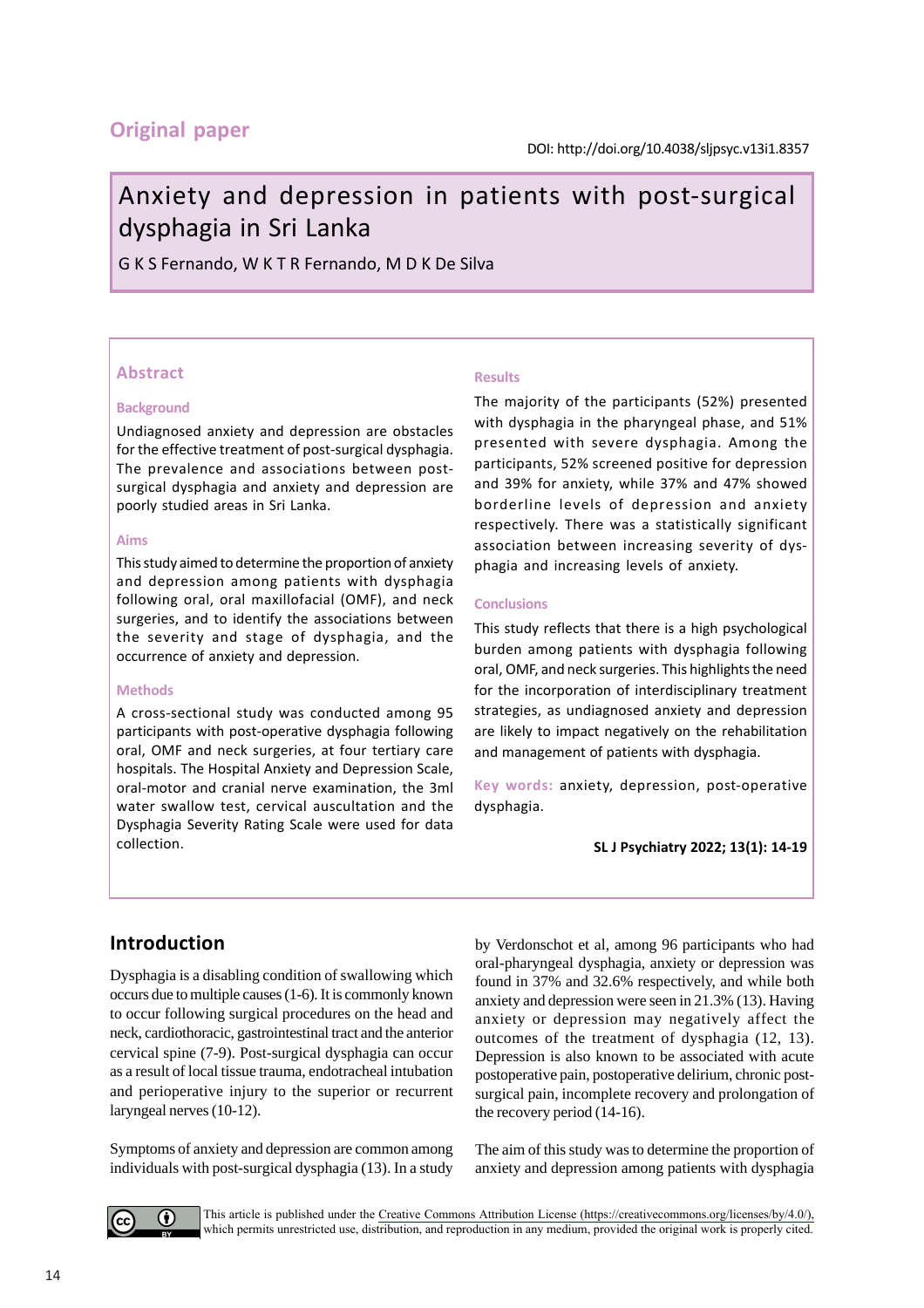Original paper

DOI: http://doi.org/10.4038/sljpsyc.v13i1.8357

# Anxiety and depression in patients with post-surgical dysphagia in Sri Lanka

G K S Fernando, W K T R Fernando, M D K De Silva

## Abstract

### Background

Undiagnosed anxiety and depression are obstacles for the effective treatment of post-surgical dysphagia. The prevalence and associations between post-surgical dysphagia and anxiety and depression are poorly studied areas in Sri Lanka.

### Aims

This study aimed to determine the proportion of anxiety and depression among patients with dysphagia following oral, oral maxillofacial (OMF), and neck surgeries, and to identify the associations between the severity and stage of dysphagia, and the occurrence of anxiety and depression.

### Methods

A cross-sectional study was conducted among 95 participants with post-operative dysphagia following oral, OMF and neck surgeries, at four tertiary care hospitals. The Hospital Anxiety and Depression Scale, oral-motor and cranial nerve examination, the 3ml water swallow test, cervical auscultation and the Dysphagia Severity Rating Scale were used for data collection.

### Results

The majority of the participants (52%) presented with dysphagia in the pharyngeal phase, and 51% presented with severe dysphagia. Among the participants, 52% screened positive for depression and 39% for anxiety, while 37% and 47% showed borderline levels of depression and anxiety respectively. There was a statistically significant association between increasing severity of dysphagia and increasing levels of anxiety.

### Conclusions

This study reflects that there is a high psychological burden among patients with dysphagia following oral, OMF, and neck surgeries. This highlights the need for the incorporation of interdisciplinary treatment strategies, as undiagnosed anxiety and depression are likely to impact negatively on the rehabilitation and management of patients with dysphagia.

**Key words:** anxiety, depression, post-operative dysphagia.

SL J Psychiatry 2022; 13(1): 14-19

## Introduction

Dysphagia is a disabling condition of swallowing which occurs due to multiple causes (1-6). It is commonly known to occur following surgical procedures on the head and neck, cardiothoracic, gastrointestinal tract and the anterior cervical spine (7-9). Post-surgical dysphagia can occur as a result of local tissue trauma, endotracheal intubation and perioperative injury to the superior or recurrent laryngeal nerves (10-12).

Symptoms of anxiety and depression are common among individuals with post-surgical dysphagia (13). In a study by Verdonschot et al, among 96 participants who had oral-pharyngeal dysphagia, anxiety or depression was found in 37% and 32.6% respectively, and while both anxiety and depression were seen in 21.3% (13). Having anxiety or depression may negatively affect the outcomes of the treatment of dysphagia (12, 13). Depression is also known to be associated with acute postoperative pain, postoperative delirium, chronic post-surgical pain, incomplete recovery and prolongation of the recovery period (14-16).

The aim of this study was to determine the proportion of anxiety and depression among patients with dysphagia

This article is published under the Creative Commons Attribution License (https://creativecommons.org/licenses/by/4.0/), which permits unrestricted use, distribution, and reproduction in any medium, provided the original work is properly cited.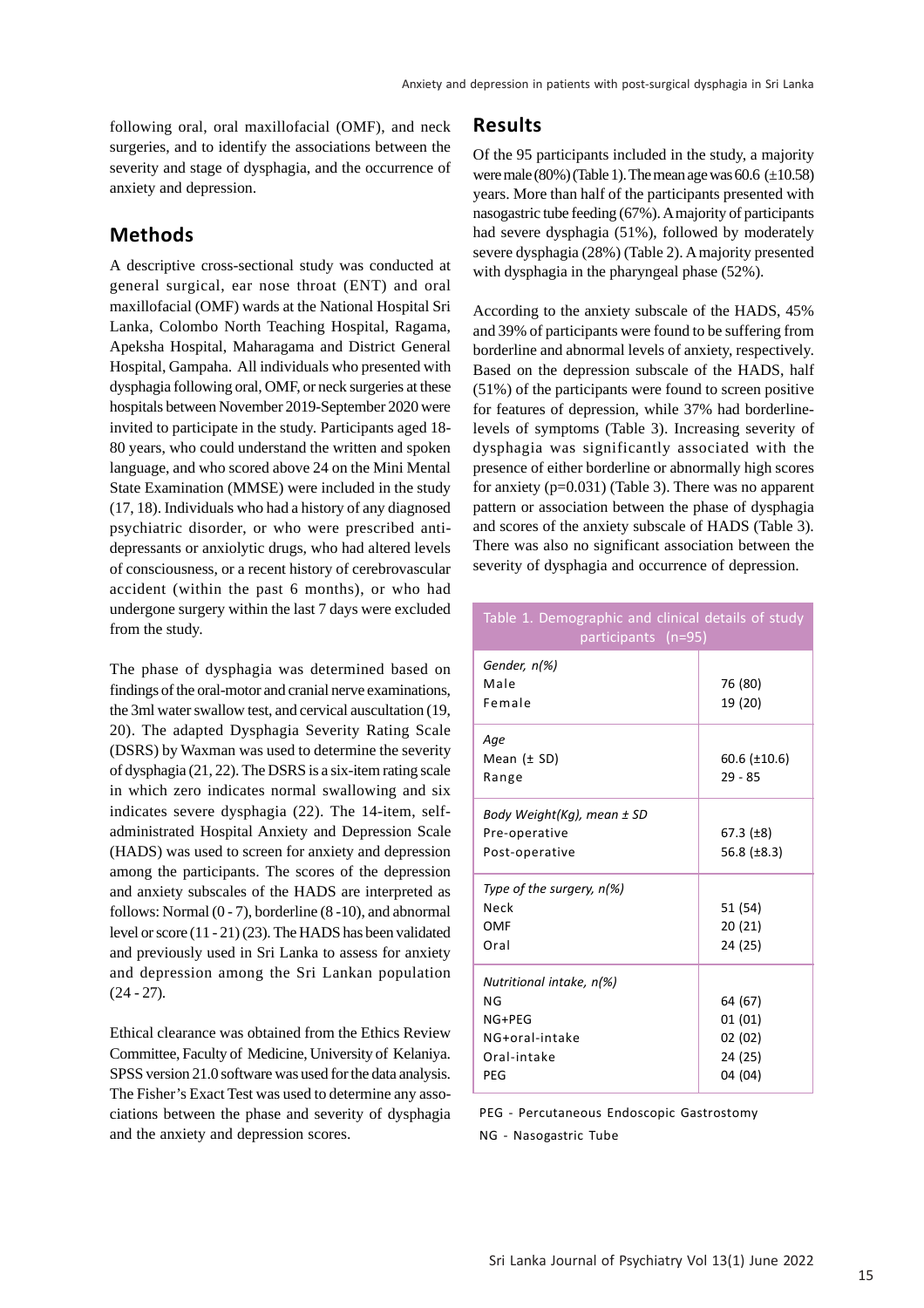following oral, oral maxillofacial (OMF), and neck surgeries, and to identify the associations between the severity and stage of dysphagia, and the occurrence of anxiety and depression.

## Methods

A descriptive cross-sectional study was conducted at general surgical, ear nose throat (ENT) and oral maxillofacial (OMF) wards at the National Hospital Sri Lanka, Colombo North Teaching Hospital, Ragama, Apeksha Hospital, Maharagama and District General Hospital, Gampaha. All individuals who presented with dysphagia following oral, OMF, or neck surgeries at these hospitals between November 2019-September 2020 were invited to participate in the study. Participants aged 18-80 years, who could understand the written and spoken language, and who scored above 24 on the Mini Mental State Examination (MMSE) were included in the study (17, 18). Individuals who had a history of any diagnosed psychiatric disorder, or who were prescribed anti-depressants or anxiolytic drugs, who had altered levels of consciousness, or a recent history of cerebrovascular accident (within the past 6 months), or who had undergone surgery within the last 7 days were excluded from the study.

The phase of dysphagia was determined based on findings of the oral-motor and cranial nerve examinations, the 3ml water swallow test, and cervical auscultation (19, 20). The adapted Dysphagia Severity Rating Scale (DSRS) by Waxman was used to determine the severity of dysphagia (21, 22). The DSRS is a six-item rating scale in which zero indicates normal swallowing and six indicates severe dysphagia (22). The 14-item, self-administrated Hospital Anxiety and Depression Scale (HADS) was used to screen for anxiety and depression among the participants. The scores of the depression and anxiety subscales of the HADS are interpreted as follows: Normal (0 - 7), borderline (8 -10), and abnormal level or score (11 - 21) (23). The HADS has been validated and previously used in Sri Lanka to assess for anxiety and depression among the Sri Lankan population (24 - 27).

Ethical clearance was obtained from the Ethics Review Committee, Faculty of Medicine, University of Kelaniya. SPSS version 21.0 software was used for the data analysis. The Fisher's Exact Test was used to determine any associations between the phase and severity of dysphagia and the anxiety and depression scores.

## Results

Of the 95 participants included in the study, a majority were male (80%) (Table 1). The mean age was 60.6 (±10.58) years. More than half of the participants presented with nasogastric tube feeding (67%). A majority of participants had severe dysphagia (51%), followed by moderately severe dysphagia (28%) (Table 2). A majority presented with dysphagia in the pharyngeal phase (52%).

According to the anxiety subscale of the HADS, 45% and 39% of participants were found to be suffering from borderline and abnormal levels of anxiety, respectively. Based on the depression subscale of the HADS, half (51%) of the participants were found to screen positive for features of depression, while 37% had borderline-levels of symptoms (Table 3). Increasing severity of dysphagia was significantly associated with the presence of either borderline or abnormally high scores for anxiety ($p=0.031$) (Table 3). There was no apparent pattern or association between the phase of dysphagia and scores of the anxiety subscale of HADS (Table 3). There was also no significant association between the severity of dysphagia and occurrence of depression.

Table 1. Demographic and clinical details of study participants (n=95)

| | |
|---|---|
| *Gender, n(%)* | |
| Male | 76 (80) |
| Female | 19 (20) |
| *Age* | |
| Mean (± SD) | 60.6 (±10.6) |
| Range | 29 - 85 |
| *Body Weight(Kg), mean ± SD* | |
| Pre-operative | 67.3 (±8) |
| Post-operative | 56.8 (±8.3) |
| *Type of the surgery, n(%)* | |
| Neck | 51 (54) |
| OMF | 20 (21) |
| Oral | 24 (25) |
| *Nutritional intake, n(%)* | |
| NG | 64 (67) |
| NG+PEG | 01 (01) |
| NG+oral-intake | 02 (02) |
| Oral-intake | 24 (25) |
| PEG | 04 (04) |

PEG - Percutaneous Endoscopic Gastrostomy

NG - Nasogastric Tube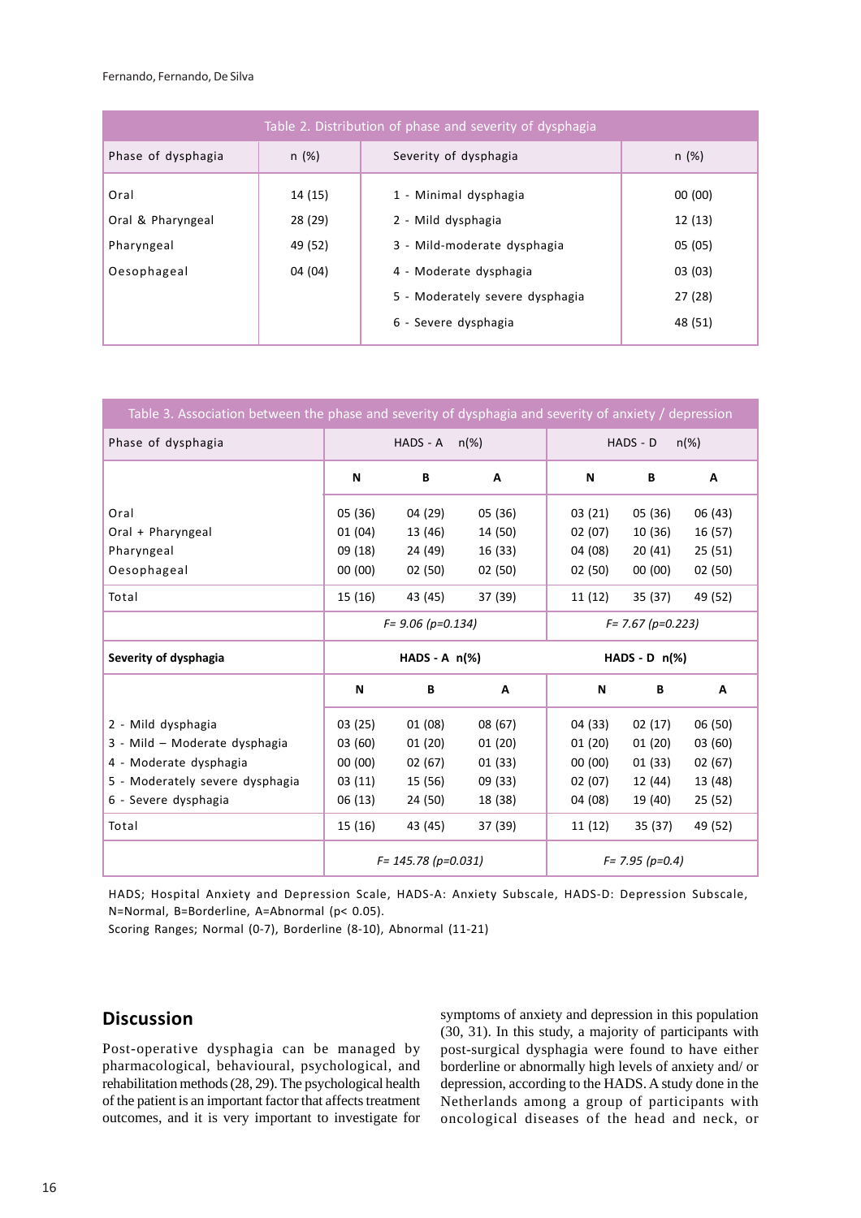Table 2. Distribution of phase and severity of dysphagia

| Phase of dysphagia | n (%) | Severity of dysphagia | n (%) |
|---|---|---|---|
| Oral | 14 (15) | 1 - Minimal dysphagia | 00 (00) |
| Oral & Pharyngeal | 28 (29) | 2 - Mild dysphagia | 12 (13) |
| Pharyngeal | 49 (52) | 3 - Mild-moderate dysphagia | 05 (05) |
| Oesophageal | 04 (04) | 4 - Moderate dysphagia | 03 (03) |
| | | 5 - Moderately severe dysphagia | 27 (28) |
| | | 6 - Severe dysphagia | 48 (51) |

Table 3. Association between the phase and severity of dysphagia and severity of anxiety / depression

| Phase of dysphagia | HADS - A n(%) | | | HADS - D n(%) | | |
|---|---|---|---|---|---|---|
| | N | B | A | N | B | A |
| Oral | 05 (36) | 04 (29) | 05 (36) | 03 (21) | 05 (36) | 06 (43) |
| Oral + Pharyngeal | 01 (04) | 13 (46) | 14 (50) | 02 (07) | 10 (36) | 16 (57) |
| Pharyngeal | 09 (18) | 24 (49) | 16 (33) | 04 (08) | 20 (41) | 25 (51) |
| Oesophageal | 00 (00) | 02 (50) | 02 (50) | 02 (50) | 00 (00) | 02 (50) |
| Total | 15 (16) | 43 (45) | 37 (39) | 11 (12) | 35 (37) | 49 (52) |
| | *F= 9.06 (p=0.134)* | | | *F= 7.67 (p=0.223)* | | |
| **Severity of dysphagia** | **HADS - A n(%)** | | | **HADS - D n(%)** | | |
| | N | B | A | N | B | A |
| 2 - Mild dysphagia | 03 (25) | 01 (08) | 08 (67) | 04 (33) | 02 (17) | 06 (50) |
| 3 - Mild – Moderate dysphagia | 03 (60) | 01 (20) | 01 (20) | 01 (20) | 01 (20) | 03 (60) |
| 4 - Moderate dysphagia | 00 (00) | 02 (67) | 01 (33) | 00 (00) | 01 (33) | 02 (67) |
| 5 - Moderately severe dysphagia | 03 (11) | 15 (56) | 09 (33) | 02 (07) | 12 (44) | 13 (48) |
| 6 - Severe dysphagia | 06 (13) | 24 (50) | 18 (38) | 04 (08) | 19 (40) | 25 (52) |
| Total | 15 (16) | 43 (45) | 37 (39) | 11 (12) | 35 (37) | 49 (52) |
| | *F= 145.78 (p=0.031)* | | | *F= 7.95 (p=0.4)* | | |

HADS; Hospital Anxiety and Depression Scale, HADS-A: Anxiety Subscale, HADS-D: Depression Subscale, N=Normal, B=Borderline, A=Abnormal ($p < 0.05$).
Scoring Ranges; Normal (0-7), Borderline (8-10), Abnormal (11-21)

## Discussion

Post-operative dysphagia can be managed by pharmacological, behavioural, psychological, and rehabilitation methods (28, 29). The psychological health of the patient is an important factor that affects treatment outcomes, and it is very important to investigate for symptoms of anxiety and depression in this population (30, 31). In this study, a majority of participants with post-surgical dysphagia were found to have either borderline or abnormally high levels of anxiety and/ or depression, according to the HADS. A study done in the Netherlands among a group of participants with oncological diseases of the head and neck, or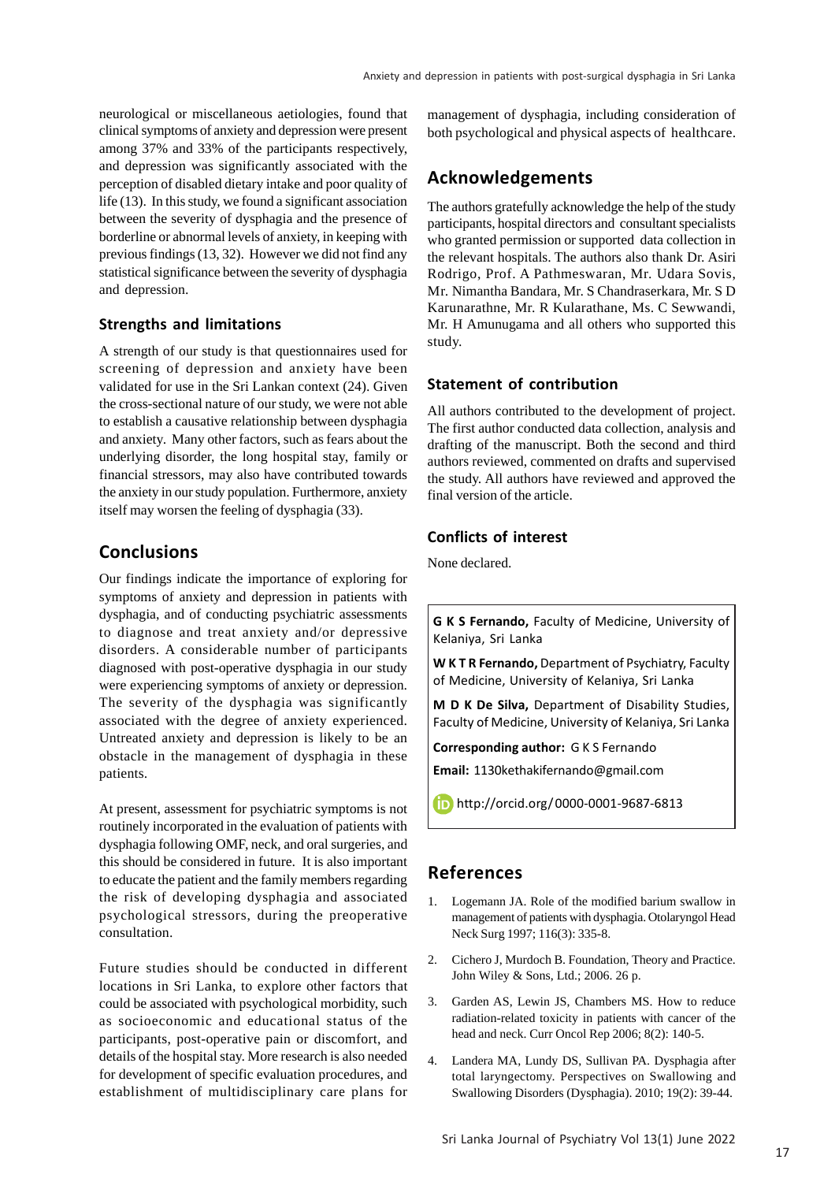neurological or miscellaneous aetiologies, found that clinical symptoms of anxiety and depression were present among 37% and 33% of the participants respectively, and depression was significantly associated with the perception of disabled dietary intake and poor quality of life (13). In this study, we found a significant association between the severity of dysphagia and the presence of borderline or abnormal levels of anxiety, in keeping with previous findings (13, 32). However we did not find any statistical significance between the severity of dysphagia and depression.

### Strengths and limitations

A strength of our study is that questionnaires used for screening of depression and anxiety have been validated for use in the Sri Lankan context (24). Given the cross-sectional nature of our study, we were not able to establish a causative relationship between dysphagia and anxiety. Many other factors, such as fears about the underlying disorder, the long hospital stay, family or financial stressors, may also have contributed towards the anxiety in our study population. Furthermore, anxiety itself may worsen the feeling of dysphagia (33).

## Conclusions

Our findings indicate the importance of exploring for symptoms of anxiety and depression in patients with dysphagia, and of conducting psychiatric assessments to diagnose and treat anxiety and/or depressive disorders. A considerable number of participants diagnosed with post-operative dysphagia in our study were experiencing symptoms of anxiety or depression. The severity of the dysphagia was significantly associated with the degree of anxiety experienced. Untreated anxiety and depression is likely to be an obstacle in the management of dysphagia in these patients.

At present, assessment for psychiatric symptoms is not routinely incorporated in the evaluation of patients with dysphagia following OMF, neck, and oral surgeries, and this should be considered in future. It is also important to educate the patient and the family members regarding the risk of developing dysphagia and associated psychological stressors, during the preoperative consultation.

Future studies should be conducted in different locations in Sri Lanka, to explore other factors that could be associated with psychological morbidity, such as socioeconomic and educational status of the participants, post-operative pain or discomfort, and details of the hospital stay. More research is also needed for development of specific evaluation procedures, and establishment of multidisciplinary care plans for management of dysphagia, including consideration of both psychological and physical aspects of healthcare.

## Acknowledgements

The authors gratefully acknowledge the help of the study participants, hospital directors and consultant specialists who granted permission or supported data collection in the relevant hospitals. The authors also thank Dr. Asiri Rodrigo, Prof. A Pathmeswaran, Mr. Udara Sovis, Mr. Nimantha Bandara, Mr. S Chandraserkara, Mr. S D Karunarathne, Mr. R Kularathane, Ms. C Sewwandi, Mr. H Amunugama and all others who supported this study.

### Statement of contribution

All authors contributed to the development of project. The first author conducted data collection, analysis and drafting of the manuscript. Both the second and third authors reviewed, commented on drafts and supervised the study. All authors have reviewed and approved the final version of the article.

### Conflicts of interest

None declared.

**G K S Fernando,** Faculty of Medicine, University of Kelaniya, Sri Lanka

**W K T R Fernando,** Department of Psychiatry, Faculty of Medicine, University of Kelaniya, Sri Lanka

**M D K De Silva,** Department of Disability Studies, Faculty of Medicine, University of Kelaniya, Sri Lanka

**Corresponding author:** G K S Fernando

**Email:** 1130kethakifernando@gmail.com

http://orcid.org/0000-0001-9687-6813

## References

1. Logemann JA. Role of the modified barium swallow in management of patients with dysphagia. Otolaryngol Head Neck Surg 1997; 116(3): 335-8.
2. Cichero J, Murdoch B. Foundation, Theory and Practice. John Wiley & Sons, Ltd.; 2006. 26 p.
3. Garden AS, Lewin JS, Chambers MS. How to reduce radiation-related toxicity in patients with cancer of the head and neck. Curr Oncol Rep 2006; 8(2): 140-5.
4. Landera MA, Lundy DS, Sullivan PA. Dysphagia after total laryngectomy. Perspectives on Swallowing and Swallowing Disorders (Dysphagia). 2010; 19(2): 39-44.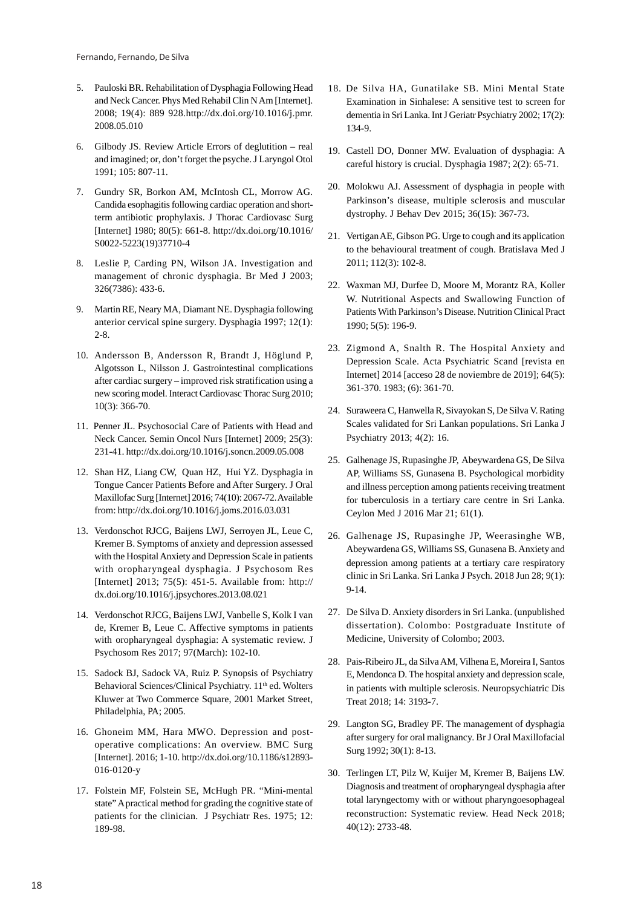5. Pauloski BR. Rehabilitation of Dysphagia Following Head and Neck Cancer. Phys Med Rehabil Clin N Am [Internet]. 2008; 19(4): 889 928.http://dx.doi.org/10.1016/j.pmr.2008.05.010

6. Gilbody JS. Review Article Errors of deglutition – real and imagined; or, don't forget the psyche. J Laryngol Otol 1991; 105: 807-11.

7. Gundry SR, Borkon AM, McIntosh CL, Morrow AG. Candida esophagitis following cardiac operation and short-term antibiotic prophylaxis. J Thorac Cardiovasc Surg [Internet] 1980; 80(5): 661-8. http://dx.doi.org/10.1016/S0022-5223(19)37710-4

8. Leslie P, Carding PN, Wilson JA. Investigation and management of chronic dysphagia. Br Med J 2003; 326(7386): 433-6.

9. Martin RE, Neary MA, Diamant NE. Dysphagia following anterior cervical spine surgery. Dysphagia 1997; 12(1): 2-8.

10. Andersson B, Andersson R, Brandt J, Höglund P, Algotsson L, Nilsson J. Gastrointestinal complications after cardiac surgery – improved risk stratification using a new scoring model. Interact Cardiovasc Thorac Surg 2010; 10(3): 366-70.

11. Penner JL. Psychosocial Care of Patients with Head and Neck Cancer. Semin Oncol Nurs [Internet] 2009; 25(3): 231-41. http://dx.doi.org/10.1016/j.soncn.2009.05.008

12. Shan HZ, Liang CW, Quan HZ, Hui YZ. Dysphagia in Tongue Cancer Patients Before and After Surgery. J Oral Maxillofac Surg [Internet] 2016; 74(10): 2067-72. Available from: http://dx.doi.org/10.1016/j.joms.2016.03.031

13. Verdonschot RJCG, Baijens LWJ, Serroyen JL, Leue C, Kremer B. Symptoms of anxiety and depression assessed with the Hospital Anxiety and Depression Scale in patients with oropharyngeal dysphagia. J Psychosom Res [Internet] 2013; 75(5): 451-5. Available from: http://dx.doi.org/10.1016/j.jpsychores.2013.08.021

14. Verdonschot RJCG, Baijens LWJ, Vanbelle S, Kolk I van de, Kremer B, Leue C. Affective symptoms in patients with oropharyngeal dysphagia: A systematic review. J Psychosom Res 2017; 97(March): 102-10.

15. Sadock BJ, Sadock VA, Ruiz P. Synopsis of Psychiatry Behavioral Sciences/Clinical Psychiatry. 11th ed. Wolters Kluwer at Two Commerce Square, 2001 Market Street, Philadelphia, PA; 2005.

16. Ghoneim MM, Hara MWO. Depression and post-operative complications: An overview. BMC Surg [Internet]. 2016; 1-10. http://dx.doi.org/10.1186/s12893-016-0120-y

17. Folstein MF, Folstein SE, McHugh PR. "Mini-mental state" A practical method for grading the cognitive state of patients for the clinician. J Psychiatr Res. 1975; 12: 189-98.

18. De Silva HA, Gunatilake SB. Mini Mental State Examination in Sinhalese: A sensitive test to screen for dementia in Sri Lanka. Int J Geriatr Psychiatry 2002; 17(2): 134-9.

19. Castell DO, Donner MW. Evaluation of dysphagia: A careful history is crucial. Dysphagia 1987; 2(2): 65-71.

20. Molokwu AJ. Assessment of dysphagia in people with Parkinson's disease, multiple sclerosis and muscular dystrophy. J Behav Dev 2015; 36(15): 367-73.

21. Vertigan AE, Gibson PG. Urge to cough and its application to the behavioural treatment of cough. Bratislava Med J 2011; 112(3): 102-8.

22. Waxman MJ, Durfee D, Moore M, Morantz RA, Koller W. Nutritional Aspects and Swallowing Function of Patients With Parkinson's Disease. Nutrition Clinical Pract 1990; 5(5): 196-9.

23. Zigmond A, Snalth R. The Hospital Anxiety and Depression Scale. Acta Psychiatric Scand [revista en Internet] 2014 [acceso 28 de noviembre de 2019]; 64(5): 361-370. 1983; (6): 361-70.

24. Suraweera C, Hanwella R, Sivayokan S, De Silva V. Rating Scales validated for Sri Lankan populations. Sri Lanka J Psychiatry 2013; 4(2): 16.

25. Galhenage JS, Rupasinghe JP, Abeywardena GS, De Silva AP, Williams SS, Gunasena B. Psychological morbidity and illness perception among patients receiving treatment for tuberculosis in a tertiary care centre in Sri Lanka. Ceylon Med J 2016 Mar 21; 61(1).

26. Galhenage JS, Rupasinghe JP, Weerasinghe WB, Abeywardena GS, Williams SS, Gunasena B. Anxiety and depression among patients at a tertiary care respiratory clinic in Sri Lanka. Sri Lanka J Psych. 2018 Jun 28; 9(1): 9-14.

27. De Silva D. Anxiety disorders in Sri Lanka. (unpublished dissertation). Colombo: Postgraduate Institute of Medicine, University of Colombo; 2003.

28. Pais-Ribeiro JL, da Silva AM, Vilhena E, Moreira I, Santos E, Mendonca D. The hospital anxiety and depression scale, in patients with multiple sclerosis. Neuropsychiatric Dis Treat 2018; 14: 3193-7.

29. Langton SG, Bradley PF. The management of dysphagia after surgery for oral malignancy. Br J Oral Maxillofacial Surg 1992; 30(1): 8-13.

30. Terlingen LT, Pilz W, Kuijer M, Kremer B, Baijens LW. Diagnosis and treatment of oropharyngeal dysphagia after total laryngectomy with or without pharyngoesophageal reconstruction: Systematic review. Head Neck 2018; 40(12): 2733-48.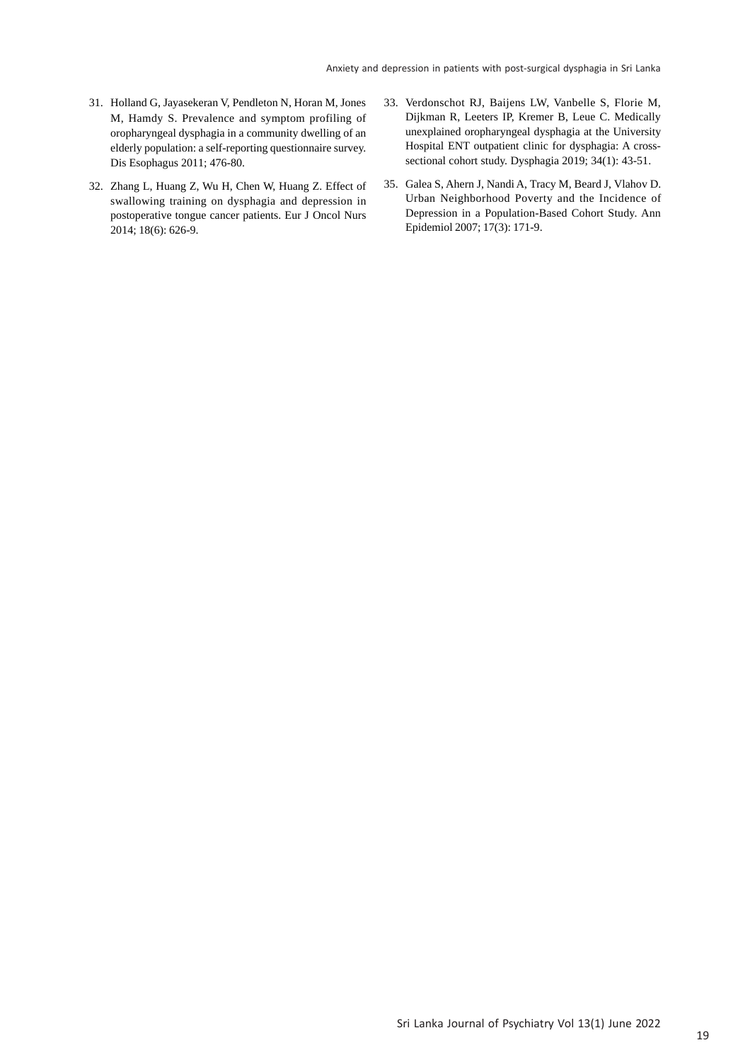31. Holland G, Jayasekeran V, Pendleton N, Horan M, Jones M, Hamdy S. Prevalence and symptom profiling of oropharyngeal dysphagia in a community dwelling of an elderly population: a self-reporting questionnaire survey. Dis Esophagus 2011; 476-80.

32. Zhang L, Huang Z, Wu H, Chen W, Huang Z. Effect of swallowing training on dysphagia and depression in postoperative tongue cancer patients. Eur J Oncol Nurs 2014; 18(6): 626-9.

33. Verdonschot RJ, Baijens LW, Vanbelle S, Florie M, Dijkman R, Leeters IP, Kremer B, Leue C. Medically unexplained oropharyngeal dysphagia at the University Hospital ENT outpatient clinic for dysphagia: A cross-sectional cohort study. Dysphagia 2019; 34(1): 43-51.

35. Galea S, Ahern J, Nandi A, Tracy M, Beard J, Vlahov D. Urban Neighborhood Poverty and the Incidence of Depression in a Population-Based Cohort Study. Ann Epidemiol 2007; 17(3): 171-9.